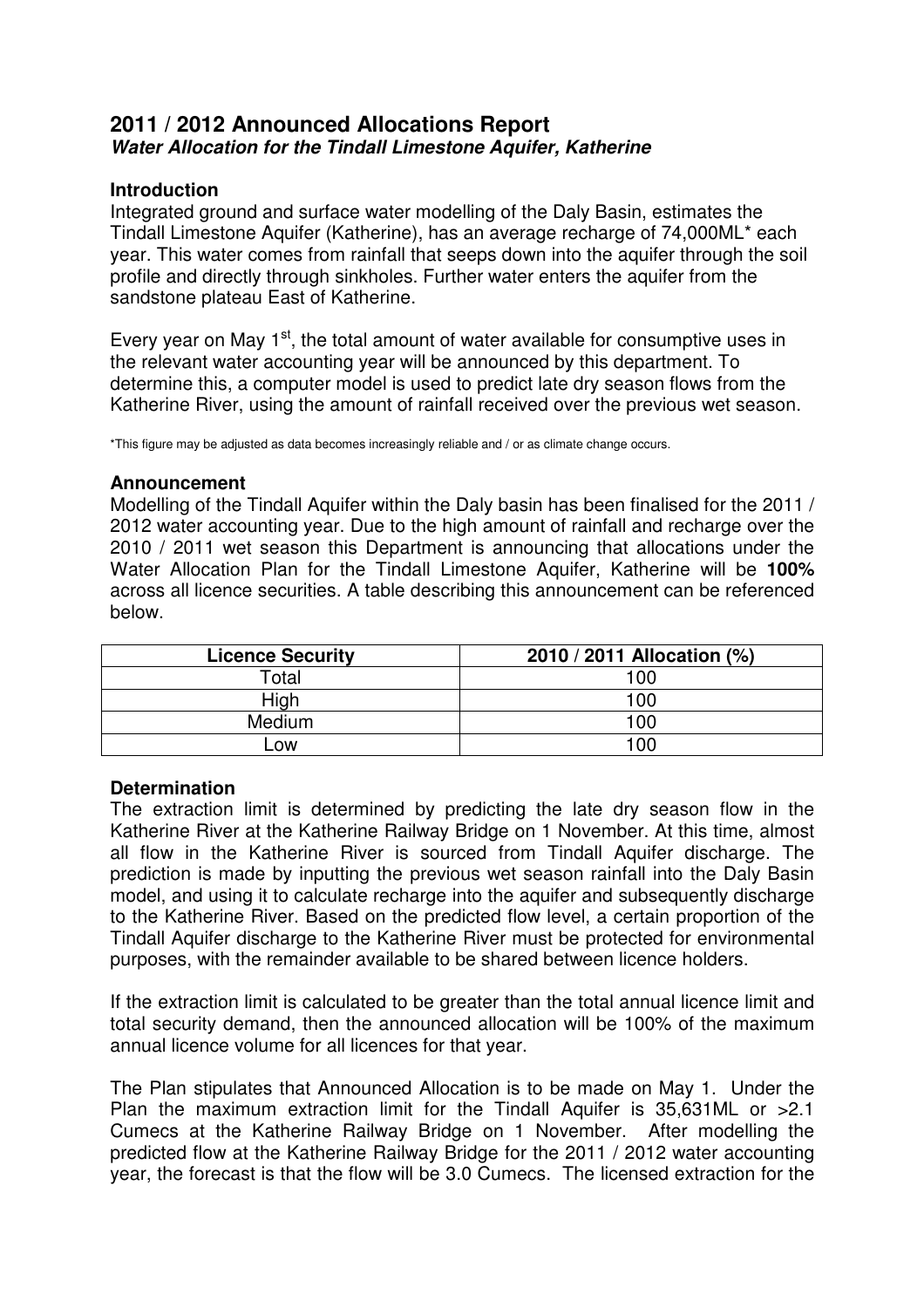## 2011 / 2012 Announced Allocations Report

### *Water Allocation for the Tindall Limestone Aquifer, Katherine*

### Introduction

Integrated ground and surface water modelling of the Daly Basin, estimates the Tindall Limestone Aquifer (Katherine), has an average recharge of 74,000ML* each year. This water comes from rainfall that seeps down into the aquifer through the soil profile and directly through sinkholes. Further water enters the aquifer from the sandstone plateau East of Katherine.

Every year on May 1st, the total amount of water available for consumptive uses in the relevant water accounting year will be announced by this department. To determine this, a computer model is used to predict late dry season flows from the Katherine River, using the amount of rainfall received over the previous wet season.

*This figure may be adjusted as data becomes increasingly reliable and / or as climate change occurs.

### Announcement

Modelling of the Tindall Aquifer within the Daly basin has been finalised for the 2011 / 2012 water accounting year. Due to the high amount of rainfall and recharge over the 2010 / 2011 wet season this Department is announcing that allocations under the Water Allocation Plan for the Tindall Limestone Aquifer, Katherine will be **100%** across all licence securities. A table describing this announcement can be referenced below.

| Licence Security | 2010 / 2011 Allocation (%) |
|---|---|
| Total | 100 |
| High | 100 |
| Medium | 100 |
| Low | 100 |

### Determination

The extraction limit is determined by predicting the late dry season flow in the Katherine River at the Katherine Railway Bridge on 1 November. At this time, almost all flow in the Katherine River is sourced from Tindall Aquifer discharge. The prediction is made by inputting the previous wet season rainfall into the Daly Basin model, and using it to calculate recharge into the aquifer and subsequently discharge to the Katherine River. Based on the predicted flow level, a certain proportion of the Tindall Aquifer discharge to the Katherine River must be protected for environmental purposes, with the remainder available to be shared between licence holders.

If the extraction limit is calculated to be greater than the total annual licence limit and total security demand, then the announced allocation will be 100% of the maximum annual licence volume for all licences for that year.

The Plan stipulates that Announced Allocation is to be made on May 1. Under the Plan the maximum extraction limit for the Tindall Aquifer is 35,631ML or >2.1 Cumecs at the Katherine Railway Bridge on 1 November. After modelling the predicted flow at the Katherine Railway Bridge for the 2011 / 2012 water accounting year, the forecast is that the flow will be 3.0 Cumecs. The licensed extraction for the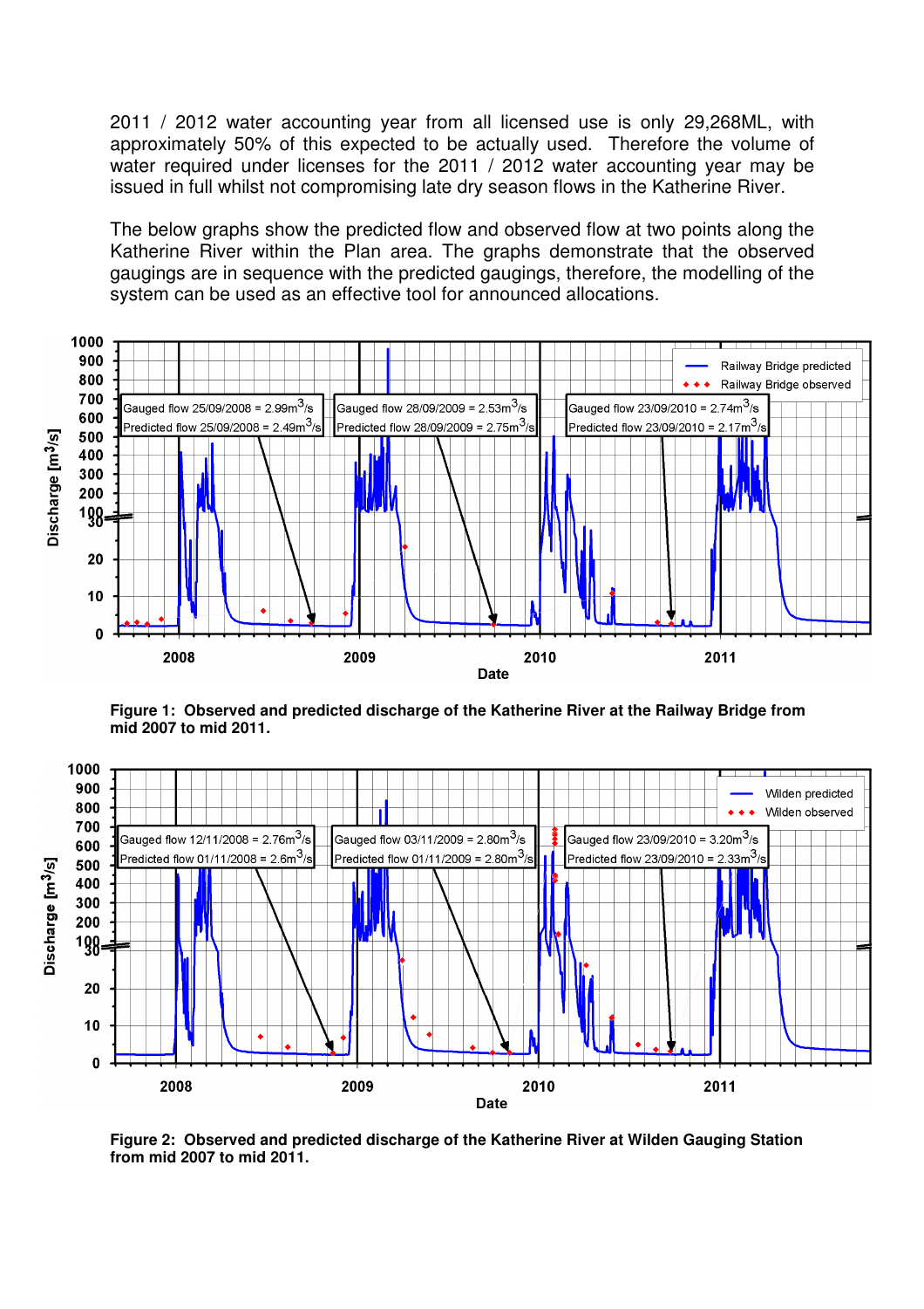2011 / 2012 water accounting year from all licensed use is only 29,268ML, with approximately 50% of this expected to be actually used. Therefore the volume of water required under licenses for the 2011 / 2012 water accounting year may be issued in full whilst not compromising late dry season flows in the Katherine River.

The below graphs show the predicted flow and observed flow at two points along the Katherine River within the Plan area. The graphs demonstrate that the observed gaugings are in sequence with the predicted gaugings, therefore, the modelling of the system can be used as an effective tool for announced allocations.

Discharge [m$^3$/s]

1000
900
800
700
600
500
400
300
200
100
30
20
10
0

2008
2009
2010
2011

Date

Railway Bridge predicted
Railway Bridge observed

Gauged flow 25/09/2008 = 2.99m$^3$/s
Predicted flow 25/09/2008 = 2.49m$^3$/s

Gauged flow 28/09/2009 = 2.53m$^3$/s
Predicted flow 28/09/2009 = 2.75m$^3$/s

Gauged flow 23/09/2010 = 2.74m$^3$/s
Predicted flow 23/09/2010 = 2.17m$^3$/s

**Figure 1: Observed and predicted discharge of the Katherine River at the Railway Bridge from mid 2007 to mid 2011.**

Discharge [m$^3$/s]

1000
900
800
700
600
500
400
300
200
100
30
20
10
0

2008
2009
2010
2011

Date

Wilden predicted
Wilden observed

Gauged flow 12/11/2008 = 2.76m$^3$/s
Predicted flow 01/11/2008 = 2.6m$^3$/s

Gauged flow 03/11/2009 = 2.80m$^3$/s
Predicted flow 01/11/2009 = 2.80m$^3$/s

Gauged flow 23/09/2010 = 3.20m$^3$/s
Predicted flow 23/09/2010 = 2.33m$^3$/s

**Figure 2: Observed and predicted discharge of the Katherine River at Wilden Gauging Station from mid 2007 to mid 2011.**